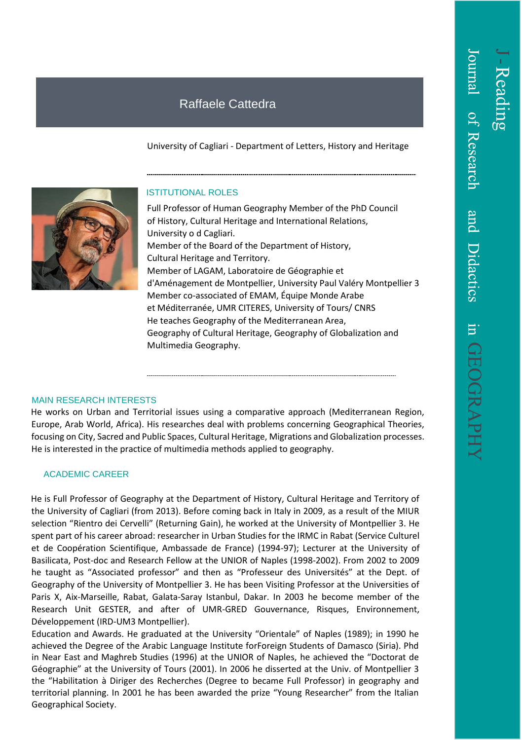# Raffaele Cattedra

University of Cagliari - Department of Letters, History and Heritage

## ISTITUTIONAL ROLES

Full Professor of Human Geography Member of the PhD Council of History, Cultural Heritage and International Relations, University o d Cagliari.
Member of the Board of the Department of History, Cultural Heritage and Territory.
Member of LAGAM, Laboratoire de Géographie et d'Aménagement de Montpellier, University Paul Valéry Montpellier 3
Member co-associated of EMAM, Équipe Monde Arabe et Méditerranée, UMR CITERES, University of Tours/ CNRS
He teaches Geography of the Mediterranean Area, Geography of Cultural Heritage, Geography of Globalization and Multimedia Geography.

## MAIN RESEARCH INTERESTS

He works on Urban and Territorial issues using a comparative approach (Mediterranean Region, Europe, Arab World, Africa). His researches deal with problems concerning Geographical Theories, focusing on City, Sacred and Public Spaces, Cultural Heritage, Migrations and Globalization processes. He is interested in the practice of multimedia methods applied to geography.

## ACADEMIC CAREER

He is Full Professor of Geography at the Department of History, Cultural Heritage and Territory of the University of Cagliari (from 2013). Before coming back in Italy in 2009, as a result of the MIUR selection "Rientro dei Cervelli" (Returning Gain), he worked at the University of Montpellier 3. He spent part of his career abroad: researcher in Urban Studies for the IRMC in Rabat (Service Culturel et de Coopération Scientifique, Ambassade de France) (1994-97); Lecturer at the University of Basilicata, Post-doc and Research Fellow at the UNIOR of Naples (1998-2002). From 2002 to 2009 he taught as "Associated professor" and then as "Professeur des Universités" at the Dept. of Geography of the University of Montpellier 3. He has been Visiting Professor at the Universities of Paris X, Aix-Marseille, Rabat, Galata-Saray Istanbul, Dakar. In 2003 he become member of the Research Unit GESTER, and after of UMR-GRED Gouvernance, Risques, Environnement, Développement (IRD-UM3 Montpellier).
Education and Awards. He graduated at the University "Orientale" of Naples (1989); in 1990 he achieved the Degree of the Arabic Language Institute forForeign Students of Damasco (Siria). Phd in Near East and Maghreb Studies (1996) at the UNIOR of Naples, he achieved the "Doctorat de Géographie" at the University of Tours (2001). In 2006 he disserted at the Univ. of Montpellier 3 the "Habilitation à Diriger des Recherches (Degree to became Full Professor) in geography and territorial planning. In 2001 he has been awarded the prize "Young Researcher" from the Italian Geographical Society.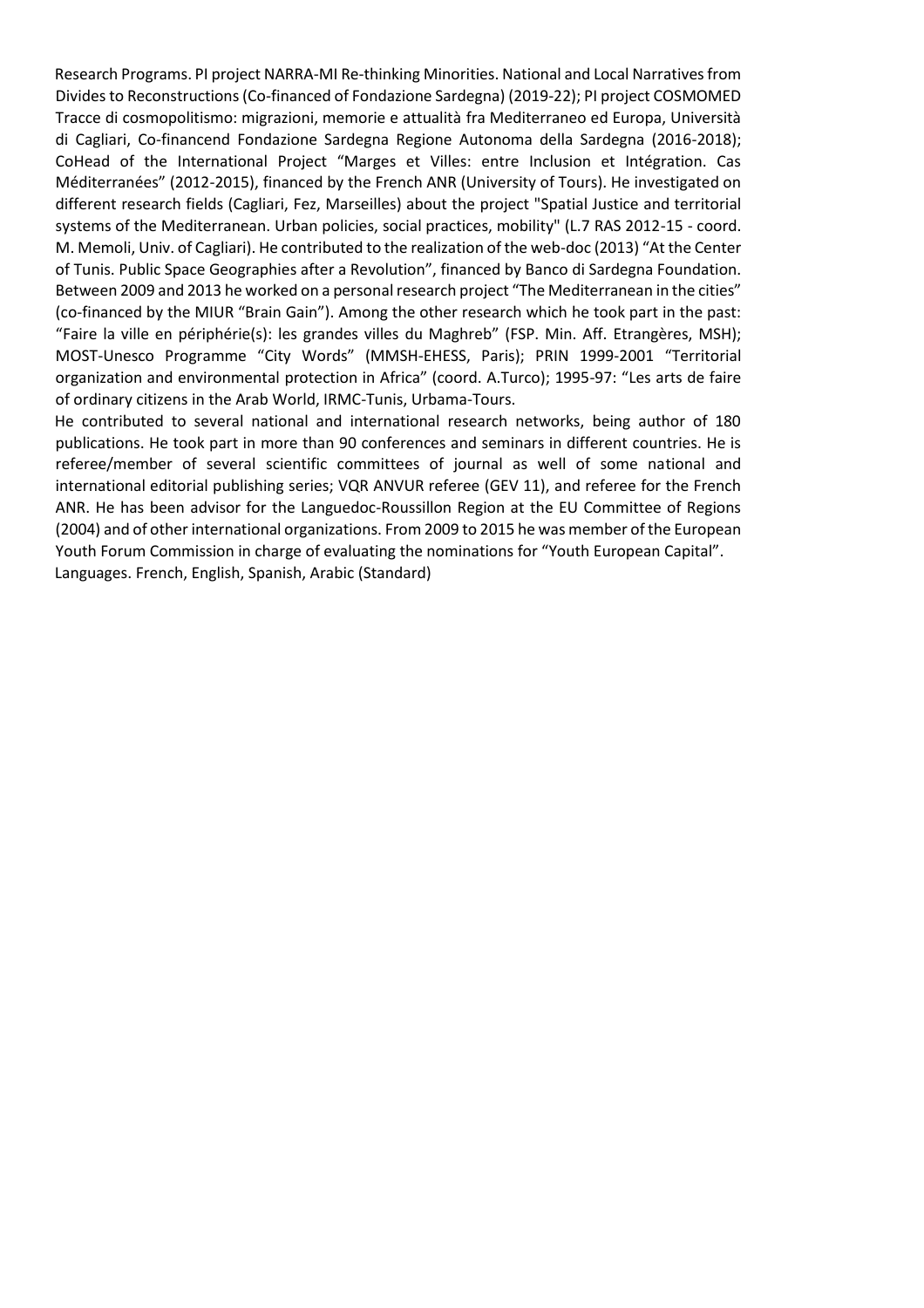Research Programs. PI project NARRA-MI Re-thinking Minorities. National and Local Narratives from Divides to Reconstructions (Co-financed of Fondazione Sardegna) (2019-22); PI project COSMOMED Tracce di cosmopolitismo: migrazioni, memorie e attualità fra Mediterraneo ed Europa, Università di Cagliari, Co-financend Fondazione Sardegna Regione Autonoma della Sardegna (2016-2018); CoHead of the International Project "Marges et Villes: entre Inclusion et Intégration. Cas Méditerranées" (2012-2015), financed by the French ANR (University of Tours). He investigated on different research fields (Cagliari, Fez, Marseilles) about the project "Spatial Justice and territorial systems of the Mediterranean. Urban policies, social practices, mobility" (L.7 RAS 2012-15 - coord. M. Memoli, Univ. of Cagliari). He contributed to the realization of the web-doc (2013) "At the Center of Tunis. Public Space Geographies after a Revolution", financed by Banco di Sardegna Foundation. Between 2009 and 2013 he worked on a personal research project "The Mediterranean in the cities" (co-financed by the MIUR "Brain Gain"). Among the other research which he took part in the past: "Faire la ville en périphérie(s): les grandes villes du Maghreb" (FSP. Min. Aff. Etrangères, MSH); MOST-Unesco Programme "City Words" (MMSH-EHESS, Paris); PRIN 1999-2001 "Territorial organization and environmental protection in Africa" (coord. A.Turco); 1995-97: "Les arts de faire of ordinary citizens in the Arab World, IRMC-Tunis, Urbama-Tours.

He contributed to several national and international research networks, being author of 180 publications. He took part in more than 90 conferences and seminars in different countries. He is referee/member of several scientific committees of journal as well of some national and international editorial publishing series; VQR ANVUR referee (GEV 11), and referee for the French ANR. He has been advisor for the Languedoc-Roussillon Region at the EU Committee of Regions (2004) and of other international organizations. From 2009 to 2015 he was member of the European Youth Forum Commission in charge of evaluating the nominations for "Youth European Capital".

Languages. French, English, Spanish, Arabic (Standard)